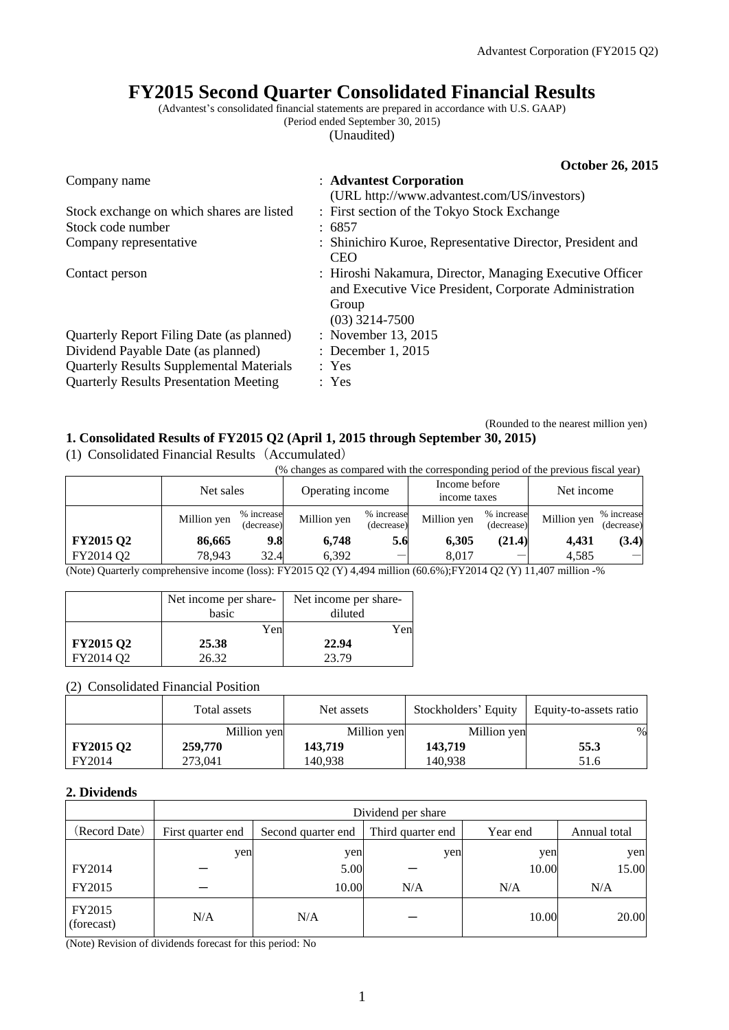# FY2015 Second Quarter Consolidated Financial Results

(Advantest's consolidated financial statements are prepared in accordance with U.S. GAAP)
(Period ended September 30, 2015)
(Unaudited)

**October 26, 2015**

| | |
|---|---|
| Company name | : **Advantest Corporation** (URL http://www.advantest.com/US/investors) |
| Stock exchange on which shares are listed | : First section of the Tokyo Stock Exchange |
| Stock code number | : 6857 |
| Company representative | : Shinichiro Kuroe, Representative Director, President and CEO |
| Contact person | : Hiroshi Nakamura, Director, Managing Executive Officer and Executive Vice President, Corporate Administration Group (03) 3214-7500 |
| Quarterly Report Filing Date (as planned) | : November 13, 2015 |
| Dividend Payable Date (as planned) | : December 1, 2015 |
| Quarterly Results Supplemental Materials | : Yes |
| Quarterly Results Presentation Meeting | : Yes |

(Rounded to the nearest million yen)

### 1. Consolidated Results of FY2015 Q2 (April 1, 2015 through September 30, 2015)

(1) Consolidated Financial Results（Accumulated）

(% changes as compared with the corresponding period of the previous fiscal year)

| | Net sales | | Operating income | | Income before income taxes | | Net income | |
|---|---|---|---|---|---|---|---|---|
| | Million yen | % increase (decrease) | Million yen | % increase (decrease) | Million yen | % increase (decrease) | Million yen | % increase (decrease) |
| **FY2015 Q2** | **86,665** | **9.8** | **6,748** | **5.6** | **6,305** | **(21.4)** | **4,431** | **(3.4)** |
| FY2014 Q2 | 78,943 | 32.4 | 6,392 | ― | 8,017 | ― | 4,585 | ― |

(Note) Quarterly comprehensive income (loss): FY2015 Q2 (Y) 4,494 million (60.6%);FY2014 Q2 (Y) 11,407 million -%

| | Net income per share-basic | Net income per share-diluted |
|---|---|---|
| | Yen | Yen |
| **FY2015 Q2** | **25.38** | **22.94** |
| FY2014 Q2 | 26.32 | 23.79 |

(2) Consolidated Financial Position

| | Total assets | Net assets | Stockholders' Equity | Equity-to-assets ratio |
|---|---|---|---|---|
| | Million yen | Million yen | Million yen | % |
| **FY2015 Q2** | **259,770** | **143,719** | **143,719** | **55.3** |
| FY2014 | 273,041 | 140,938 | 140,938 | 51.6 |

### 2. Dividends

| | Dividend per share | | | | |
|---|---|---|---|---|---|
| (Record Date) | First quarter end | Second quarter end | Third quarter end | Year end | Annual total |
| | yen | yen | yen | yen | yen |
| FY2014 | ― | 5.00 | ― | 10.00 | 15.00 |
| FY2015 | ― | 10.00 | N/A | N/A | N/A |
| FY2015 (forecast) | N/A | N/A | ― | 10.00 | 20.00 |

(Note) Revision of dividends forecast for this period: No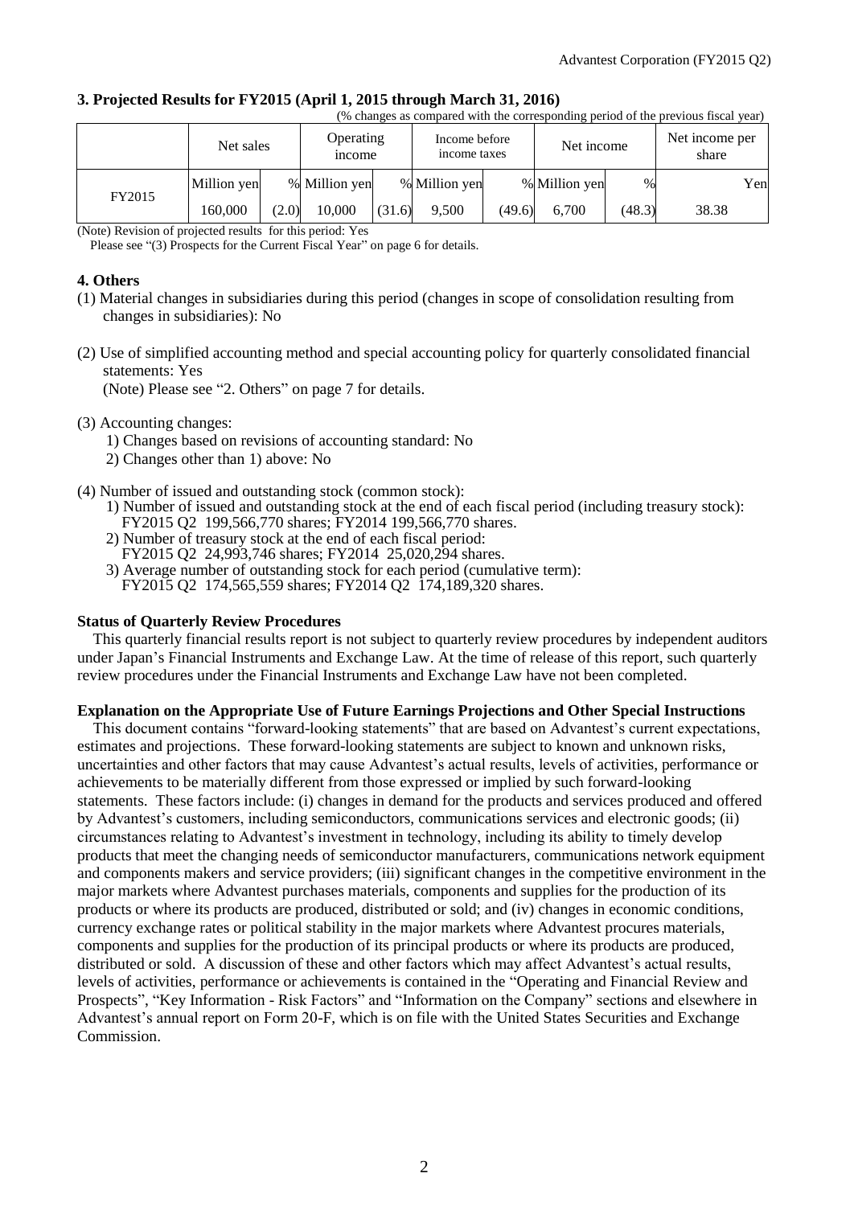### 3. Projected Results for FY2015 (April 1, 2015 through March 31, 2016)

(% changes as compared with the corresponding period of the previous fiscal year)

| | Net sales | | Operating income | | Income before income taxes | | Net income | | Net income per share |
|---|---|---|---|---|---|---|---|---|---|
| | Million yen | % | Million yen | % | Million yen | % | Million yen | % | Yen |
| FY2015 | 160,000 | (2.0) | 10,000 | (31.6) | 9,500 | (49.6) | 6,700 | (48.3) | 38.38 |

(Note) Revision of projected results for this period: Yes
Please see "(3) Prospects for the Current Fiscal Year" on page 6 for details.

### 4. Others

(1) Material changes in subsidiaries during this period (changes in scope of consolidation resulting from changes in subsidiaries): No

(2) Use of simplified accounting method and special accounting policy for quarterly consolidated financial statements: Yes
(Note) Please see "2. Others" on page 7 for details.

(3) Accounting changes:
1) Changes based on revisions of accounting standard: No
2) Changes other than 1) above: No

(4) Number of issued and outstanding stock (common stock):
1) Number of issued and outstanding stock at the end of each fiscal period (including treasury stock): FY2015 Q2 199,566,770 shares; FY2014 199,566,770 shares.
2) Number of treasury stock at the end of each fiscal period: FY2015 Q2 24,993,746 shares; FY2014 25,020,294 shares.
3) Average number of outstanding stock for each period (cumulative term): FY2015 Q2 174,565,559 shares; FY2014 Q2 174,189,320 shares.

**Status of Quarterly Review Procedures**

This quarterly financial results report is not subject to quarterly review procedures by independent auditors under Japan's Financial Instruments and Exchange Law. At the time of release of this report, such quarterly review procedures under the Financial Instruments and Exchange Law have not been completed.

**Explanation on the Appropriate Use of Future Earnings Projections and Other Special Instructions**

This document contains "forward-looking statements" that are based on Advantest's current expectations, estimates and projections. These forward-looking statements are subject to known and unknown risks, uncertainties and other factors that may cause Advantest's actual results, levels of activities, performance or achievements to be materially different from those expressed or implied by such forward-looking statements. These factors include: (i) changes in demand for the products and services produced and offered by Advantest's customers, including semiconductors, communications services and electronic goods; (ii) circumstances relating to Advantest's investment in technology, including its ability to timely develop products that meet the changing needs of semiconductor manufacturers, communications network equipment and components makers and service providers; (iii) significant changes in the competitive environment in the major markets where Advantest purchases materials, components and supplies for the production of its products or where its products are produced, distributed or sold; and (iv) changes in economic conditions, currency exchange rates or political stability in the major markets where Advantest procures materials, components and supplies for the production of its principal products or where its products are produced, distributed or sold. A discussion of these and other factors which may affect Advantest's actual results, levels of activities, performance or achievements is contained in the "Operating and Financial Review and Prospects", "Key Information - Risk Factors" and "Information on the Company" sections and elsewhere in Advantest's annual report on Form 20-F, which is on file with the United States Securities and Exchange Commission.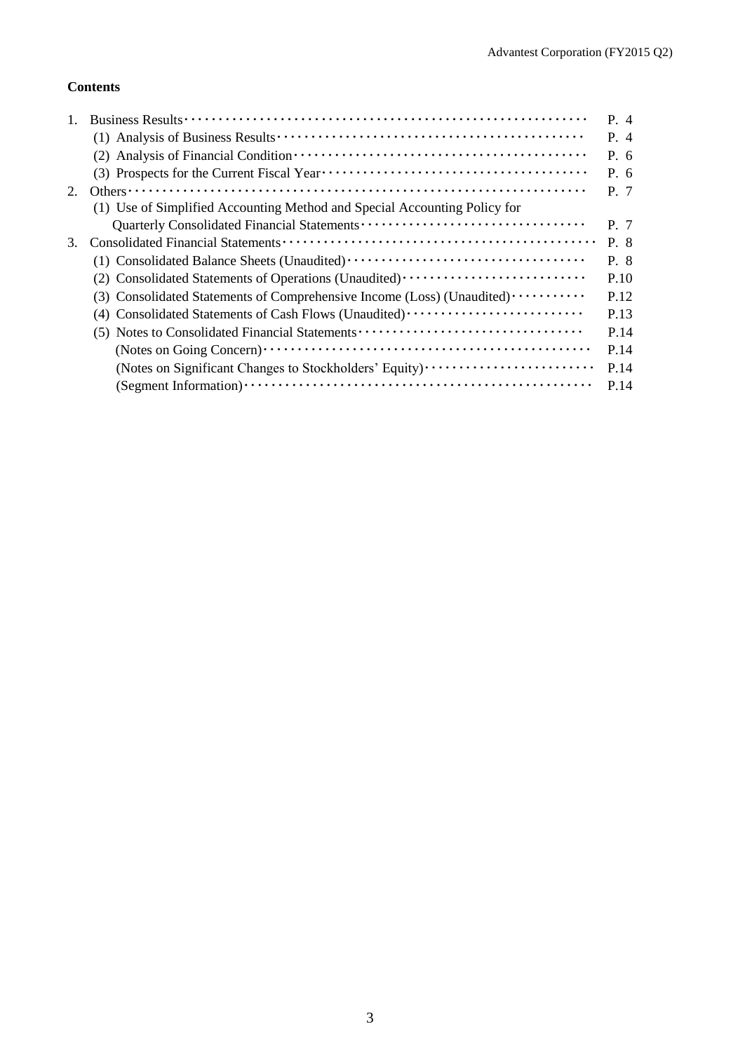**Contents**

1. Business Results ･･････････････････････････････････････････････････････････ P. 4
   (1) Analysis of Business Results ･･････････････････････････････････････････････ P. 4
   (2) Analysis of Financial Condition ････････････････････････････････････････････ P. 6
   (3) Prospects for the Current Fiscal Year ･････････････････････････････････････ P. 6
2. Others ･･････････････････････････････････････････････････････････････････ P. 7
   (1) Use of Simplified Accounting Method and Special Accounting Policy for Quarterly Consolidated Financial Statements ･･････････････････････････････････ P. 7
3. Consolidated Financial Statements ･･･････････････････････････････････････････ P. 8
   (1) Consolidated Balance Sheets (Unaudited) ････････････････････････････････････ P. 8
   (2) Consolidated Statements of Operations (Unaudited) ･･････････････････････････ P.10
   (3) Consolidated Statements of Comprehensive Income (Loss) (Unaudited) ･･････････ P.12
   (4) Consolidated Statements of Cash Flows (Unaudited) ･･････････････････････････ P.13
   (5) Notes to Consolidated Financial Statements ･････････････････････････････････ P.14
       (Notes on Going Concern) ･･････････････････････････････････････････････････ P.14
       (Notes on Significant Changes to Stockholders' Equity) ･･････････････････････ P.14
       (Segment Information) ････････････････････････････････････････････････････ P.14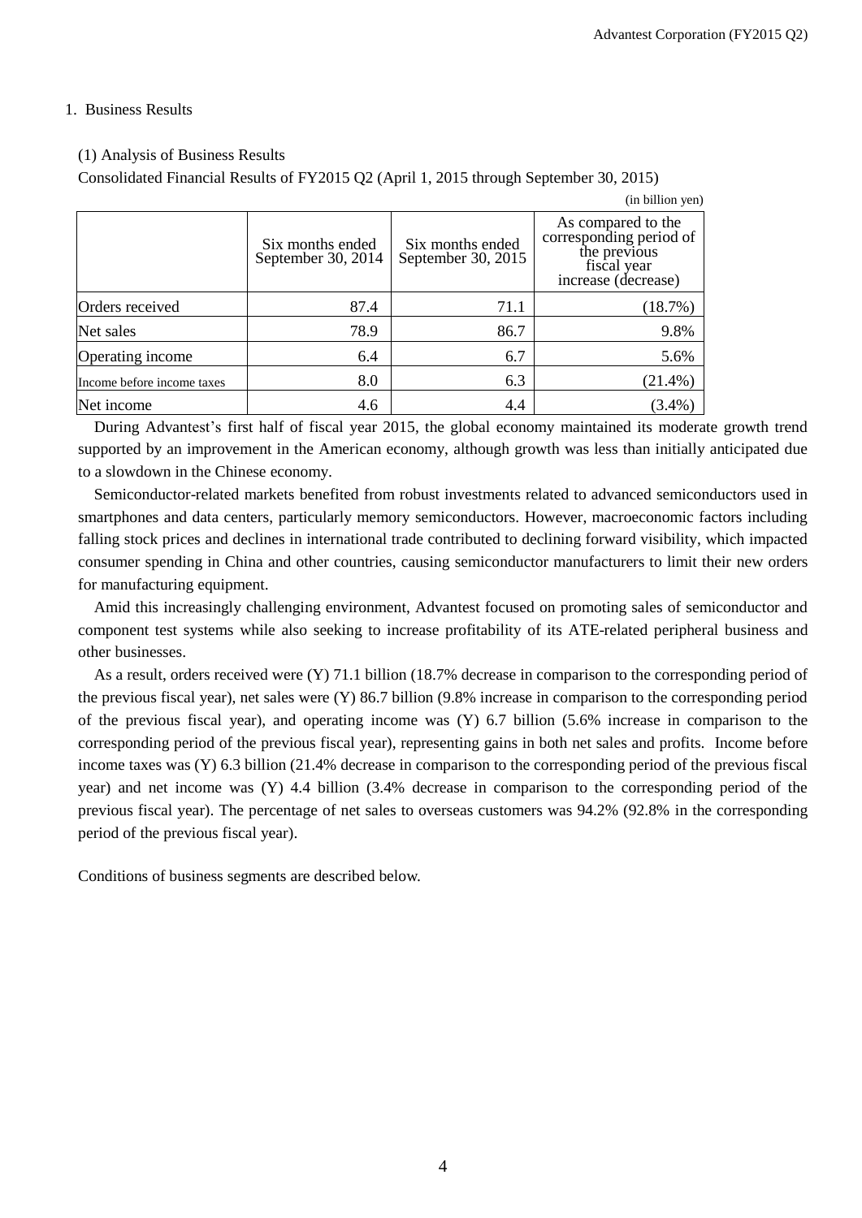## 1. Business Results

### (1) Analysis of Business Results

Consolidated Financial Results of FY2015 Q2 (April 1, 2015 through September 30, 2015)

(in billion yen)

| | Six months ended September 30, 2014 | Six months ended September 30, 2015 | As compared to the corresponding period of the previous fiscal year increase (decrease) |
|---|---|---|---|
| Orders received | 87.4 | 71.1 | (18.7%) |
| Net sales | 78.9 | 86.7 | 9.8% |
| Operating income | 6.4 | 6.7 | 5.6% |
| Income before income taxes | 8.0 | 6.3 | (21.4%) |
| Net income | 4.6 | 4.4 | (3.4%) |

During Advantest's first half of fiscal year 2015, the global economy maintained its moderate growth trend supported by an improvement in the American economy, although growth was less than initially anticipated due to a slowdown in the Chinese economy.

Semiconductor-related markets benefited from robust investments related to advanced semiconductors used in smartphones and data centers, particularly memory semiconductors. However, macroeconomic factors including falling stock prices and declines in international trade contributed to declining forward visibility, which impacted consumer spending in China and other countries, causing semiconductor manufacturers to limit their new orders for manufacturing equipment.

Amid this increasingly challenging environment, Advantest focused on promoting sales of semiconductor and component test systems while also seeking to increase profitability of its ATE-related peripheral business and other businesses.

As a result, orders received were (Y) 71.1 billion (18.7% decrease in comparison to the corresponding period of the previous fiscal year), net sales were (Y) 86.7 billion (9.8% increase in comparison to the corresponding period of the previous fiscal year), and operating income was (Y) 6.7 billion (5.6% increase in comparison to the corresponding period of the previous fiscal year), representing gains in both net sales and profits. Income before income taxes was (Y) 6.3 billion (21.4% decrease in comparison to the corresponding period of the previous fiscal year) and net income was (Y) 4.4 billion (3.4% decrease in comparison to the corresponding period of the previous fiscal year). The percentage of net sales to overseas customers was 94.2% (92.8% in the corresponding period of the previous fiscal year).

Conditions of business segments are described below.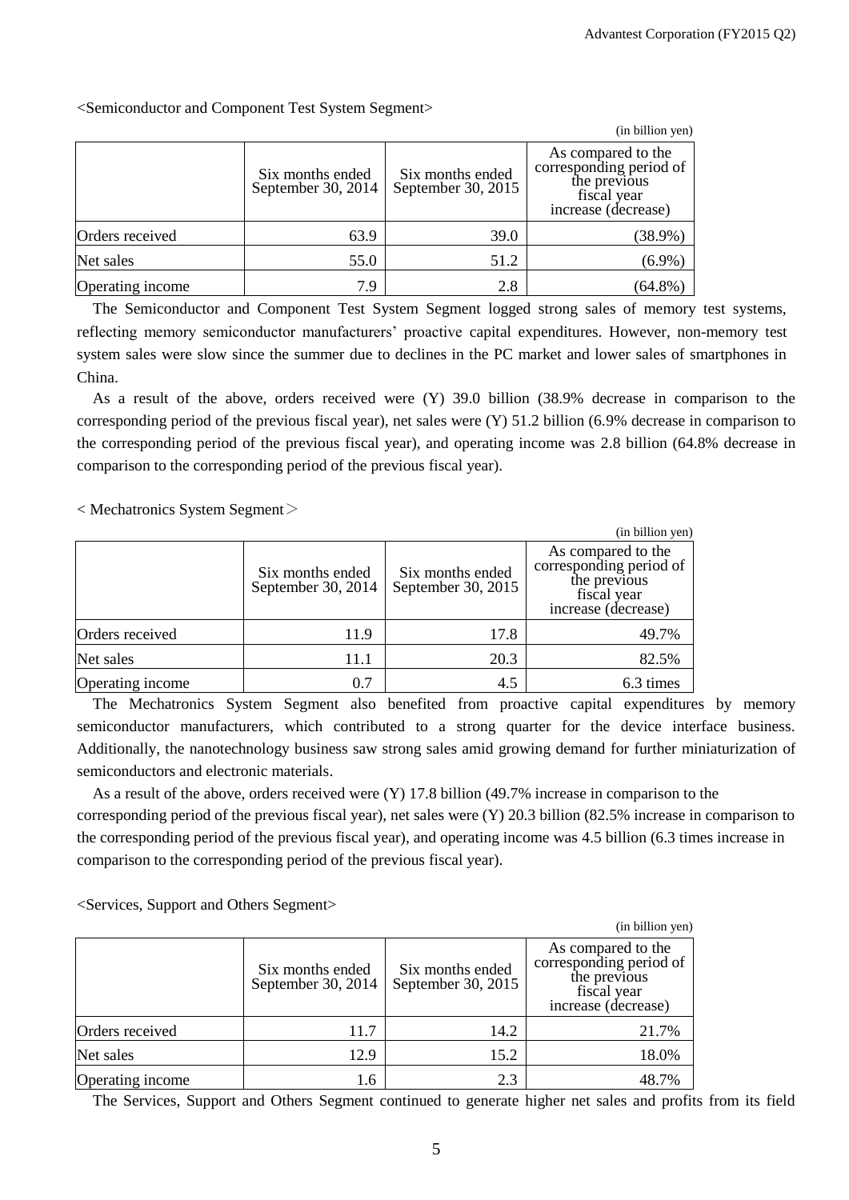<Semiconductor and Component Test System Segment>

(in billion yen)

| | Six months ended September 30, 2014 | Six months ended September 30, 2015 | As compared to the corresponding period of the previous fiscal year increase (decrease) |
|---|---|---|---|
| Orders received | 63.9 | 39.0 | (38.9%) |
| Net sales | 55.0 | 51.2 | (6.9%) |
| Operating income | 7.9 | 2.8 | (64.8%) |

The Semiconductor and Component Test System Segment logged strong sales of memory test systems, reflecting memory semiconductor manufacturers' proactive capital expenditures. However, non-memory test system sales were slow since the summer due to declines in the PC market and lower sales of smartphones in China.

As a result of the above, orders received were (Y) 39.0 billion (38.9% decrease in comparison to the corresponding period of the previous fiscal year), net sales were (Y) 51.2 billion (6.9% decrease in comparison to the corresponding period of the previous fiscal year), and operating income was 2.8 billion (64.8% decrease in comparison to the corresponding period of the previous fiscal year).

< Mechatronics System Segment >

(in billion yen)

| | Six months ended September 30, 2014 | Six months ended September 30, 2015 | As compared to the corresponding period of the previous fiscal year increase (decrease) |
|---|---|---|---|
| Orders received | 11.9 | 17.8 | 49.7% |
| Net sales | 11.1 | 20.3 | 82.5% |
| Operating income | 0.7 | 4.5 | 6.3 times |

The Mechatronics System Segment also benefited from proactive capital expenditures by memory semiconductor manufacturers, which contributed to a strong quarter for the device interface business. Additionally, the nanotechnology business saw strong sales amid growing demand for further miniaturization of semiconductors and electronic materials.

As a result of the above, orders received were (Y) 17.8 billion (49.7% increase in comparison to the corresponding period of the previous fiscal year), net sales were (Y) 20.3 billion (82.5% increase in comparison to the corresponding period of the previous fiscal year), and operating income was 4.5 billion (6.3 times increase in comparison to the corresponding period of the previous fiscal year).

<Services, Support and Others Segment>

(in billion yen)

| | Six months ended September 30, 2014 | Six months ended September 30, 2015 | As compared to the corresponding period of the previous fiscal year increase (decrease) |
|---|---|---|---|
| Orders received | 11.7 | 14.2 | 21.7% |
| Net sales | 12.9 | 15.2 | 18.0% |
| Operating income | 1.6 | 2.3 | 48.7% |

The Services, Support and Others Segment continued to generate higher net sales and profits from its field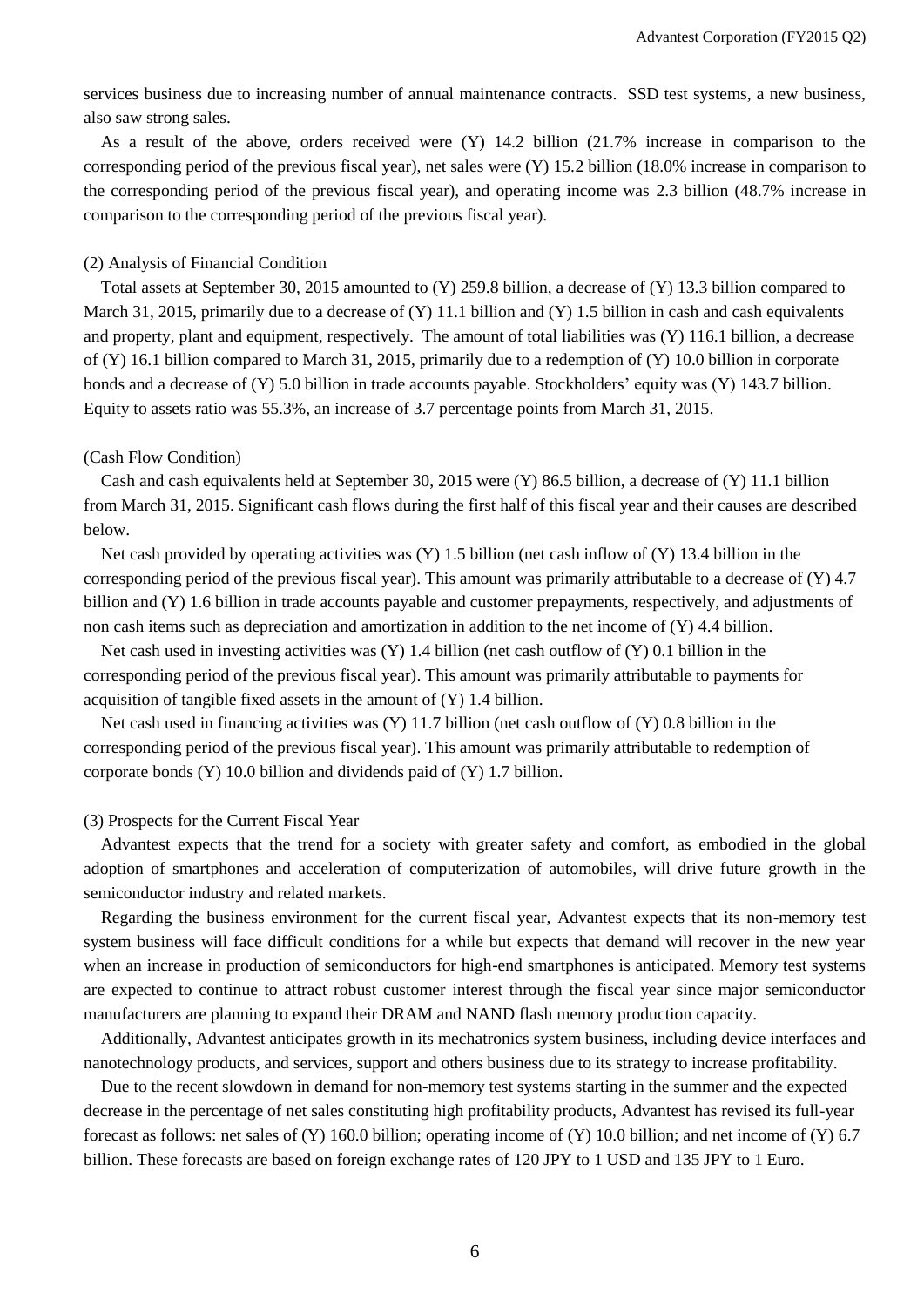services business due to increasing number of annual maintenance contracts. SSD test systems, a new business, also saw strong sales.

As a result of the above, orders received were (Y) 14.2 billion (21.7% increase in comparison to the corresponding period of the previous fiscal year), net sales were (Y) 15.2 billion (18.0% increase in comparison to the corresponding period of the previous fiscal year), and operating income was 2.3 billion (48.7% increase in comparison to the corresponding period of the previous fiscal year).

(2) Analysis of Financial Condition

Total assets at September 30, 2015 amounted to (Y) 259.8 billion, a decrease of (Y) 13.3 billion compared to March 31, 2015, primarily due to a decrease of (Y) 11.1 billion and (Y) 1.5 billion in cash and cash equivalents and property, plant and equipment, respectively. The amount of total liabilities was (Y) 116.1 billion, a decrease of (Y) 16.1 billion compared to March 31, 2015, primarily due to a redemption of (Y) 10.0 billion in corporate bonds and a decrease of (Y) 5.0 billion in trade accounts payable. Stockholders' equity was (Y) 143.7 billion. Equity to assets ratio was 55.3%, an increase of 3.7 percentage points from March 31, 2015.

(Cash Flow Condition)

Cash and cash equivalents held at September 30, 2015 were (Y) 86.5 billion, a decrease of (Y) 11.1 billion from March 31, 2015. Significant cash flows during the first half of this fiscal year and their causes are described below.

Net cash provided by operating activities was (Y) 1.5 billion (net cash inflow of (Y) 13.4 billion in the corresponding period of the previous fiscal year). This amount was primarily attributable to a decrease of (Y) 4.7 billion and (Y) 1.6 billion in trade accounts payable and customer prepayments, respectively, and adjustments of non cash items such as depreciation and amortization in addition to the net income of (Y) 4.4 billion.

Net cash used in investing activities was (Y) 1.4 billion (net cash outflow of (Y) 0.1 billion in the corresponding period of the previous fiscal year). This amount was primarily attributable to payments for acquisition of tangible fixed assets in the amount of (Y) 1.4 billion.

Net cash used in financing activities was (Y) 11.7 billion (net cash outflow of (Y) 0.8 billion in the corresponding period of the previous fiscal year). This amount was primarily attributable to redemption of corporate bonds (Y) 10.0 billion and dividends paid of (Y) 1.7 billion.

(3) Prospects for the Current Fiscal Year

Advantest expects that the trend for a society with greater safety and comfort, as embodied in the global adoption of smartphones and acceleration of computerization of automobiles, will drive future growth in the semiconductor industry and related markets.

Regarding the business environment for the current fiscal year, Advantest expects that its non-memory test system business will face difficult conditions for a while but expects that demand will recover in the new year when an increase in production of semiconductors for high-end smartphones is anticipated. Memory test systems are expected to continue to attract robust customer interest through the fiscal year since major semiconductor manufacturers are planning to expand their DRAM and NAND flash memory production capacity.

Additionally, Advantest anticipates growth in its mechatronics system business, including device interfaces and nanotechnology products, and services, support and others business due to its strategy to increase profitability.

Due to the recent slowdown in demand for non-memory test systems starting in the summer and the expected decrease in the percentage of net sales constituting high profitability products, Advantest has revised its full-year forecast as follows: net sales of (Y) 160.0 billion; operating income of (Y) 10.0 billion; and net income of (Y) 6.7 billion. These forecasts are based on foreign exchange rates of 120 JPY to 1 USD and 135 JPY to 1 Euro.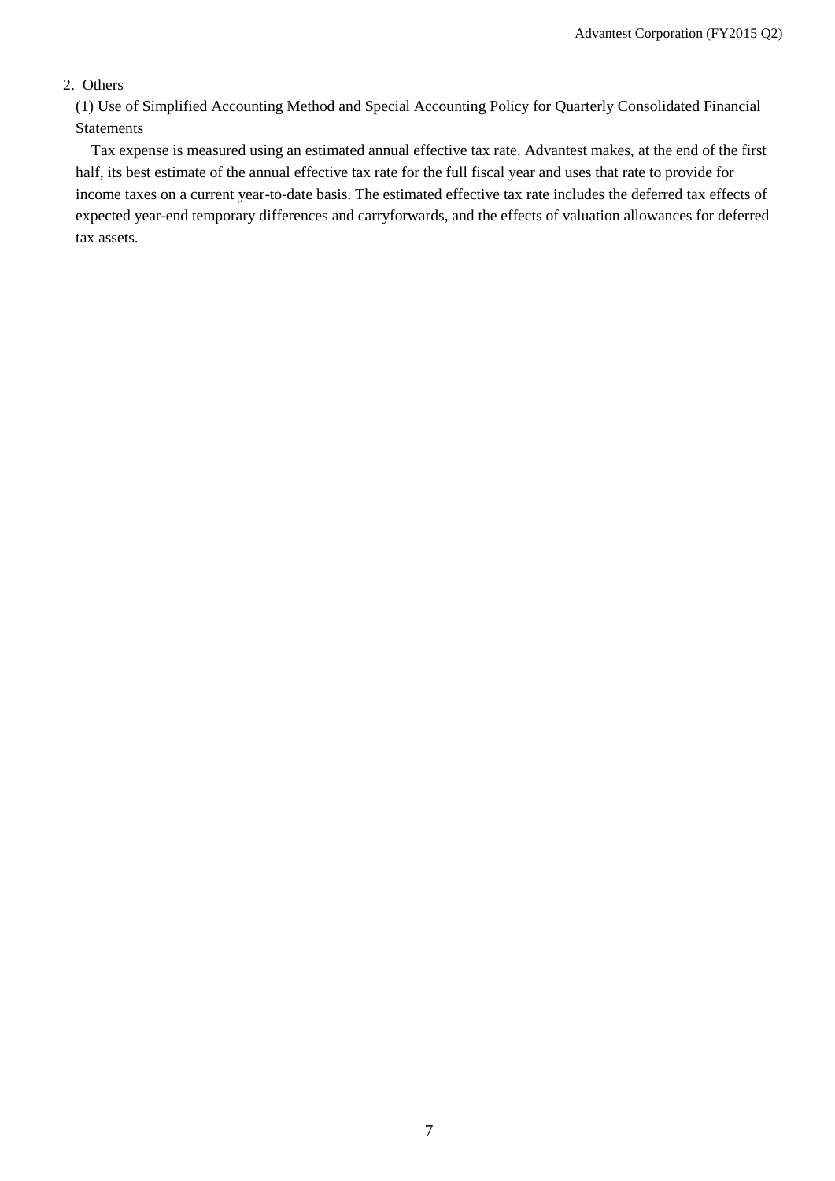## 2. Others

### (1) Use of Simplified Accounting Method and Special Accounting Policy for Quarterly Consolidated Financial Statements

Tax expense is measured using an estimated annual effective tax rate. Advantest makes, at the end of the first half, its best estimate of the annual effective tax rate for the full fiscal year and uses that rate to provide for income taxes on a current year-to-date basis. The estimated effective tax rate includes the deferred tax effects of expected year-end temporary differences and carryforwards, and the effects of valuation allowances for deferred tax assets.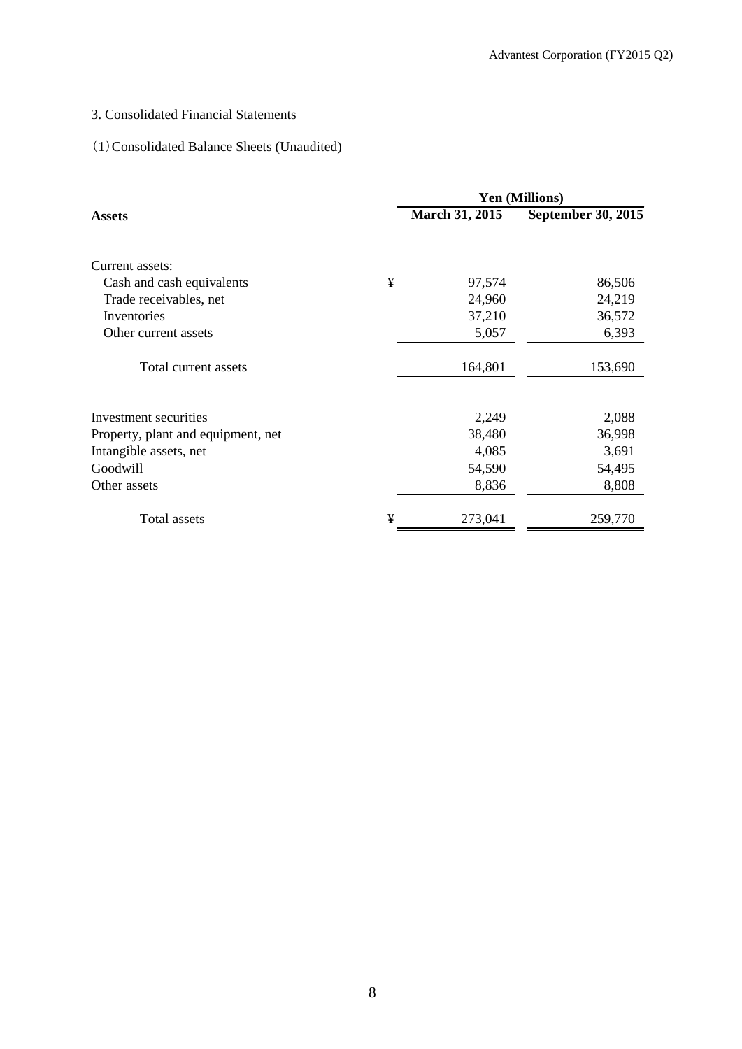3. Consolidated Financial Statements

(1) Consolidated Balance Sheets (Unaudited)

| Assets | | Yen (Millions) | |
|---|---|---|---|
| | | March 31, 2015 | September 30, 2015 |
| Current assets: | | | |
| Cash and cash equivalents | ¥ | 97,574 | 86,506 |
| Trade receivables, net | | 24,960 | 24,219 |
| Inventories | | 37,210 | 36,572 |
| Other current assets | | 5,057 | 6,393 |
| Total current assets | | 164,801 | 153,690 |
| Investment securities | | 2,249 | 2,088 |
| Property, plant and equipment, net | | 38,480 | 36,998 |
| Intangible assets, net | | 4,085 | 3,691 |
| Goodwill | | 54,590 | 54,495 |
| Other assets | | 8,836 | 8,808 |
| Total assets | ¥ | 273,041 | 259,770 |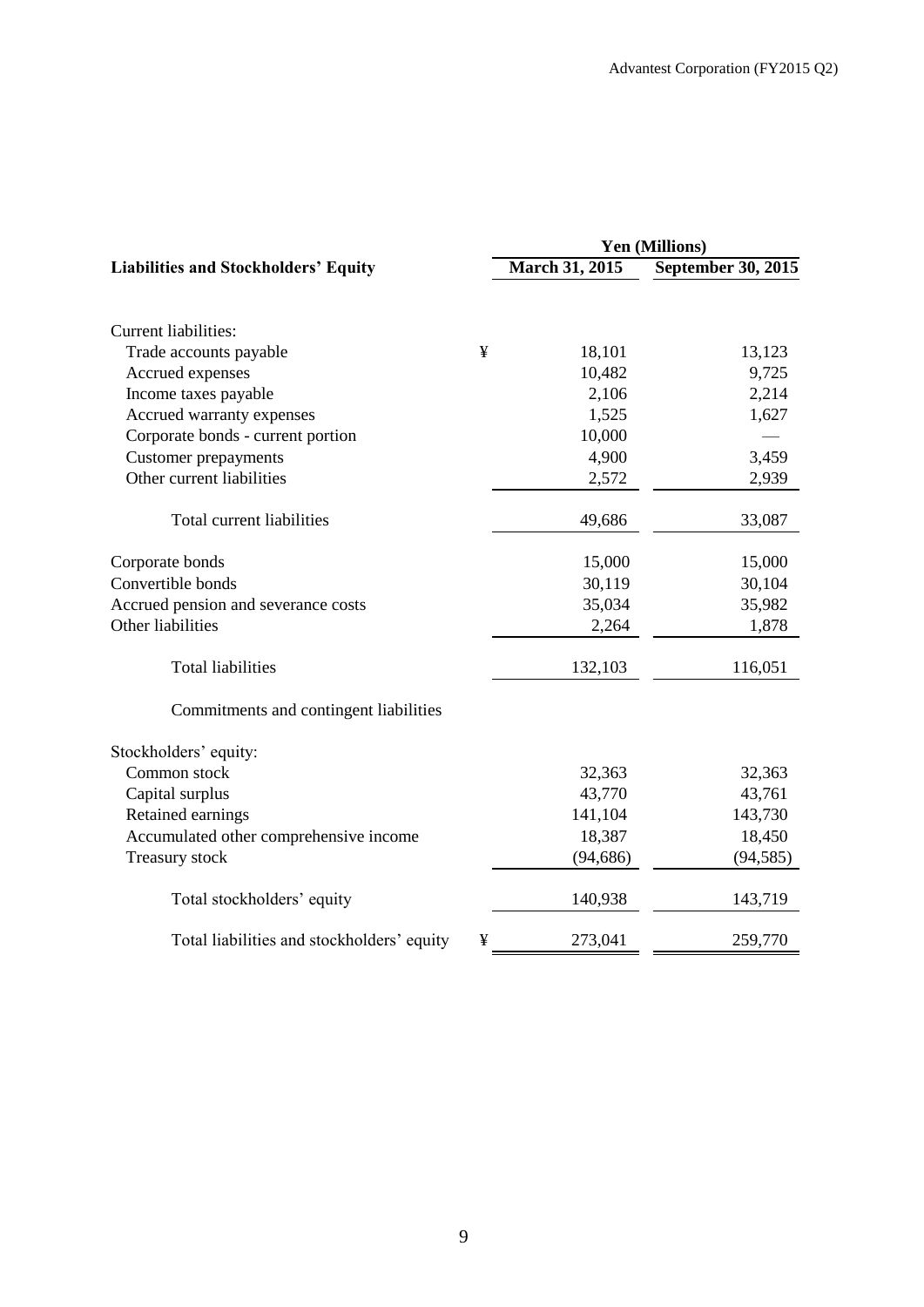| Liabilities and Stockholders' Equity | | Yen (Millions) | |
|---|---|---|---|
| | | March 31, 2015 | September 30, 2015 |
| Current liabilities: | | | |
| Trade accounts payable | ¥ | 18,101 | 13,123 |
| Accrued expenses | | 10,482 | 9,725 |
| Income taxes payable | | 2,106 | 2,214 |
| Accrued warranty expenses | | 1,525 | 1,627 |
| Corporate bonds - current portion | | 10,000 | — |
| Customer prepayments | | 4,900 | 3,459 |
| Other current liabilities | | 2,572 | 2,939 |
| Total current liabilities | | 49,686 | 33,087 |
| Corporate bonds | | 15,000 | 15,000 |
| Convertible bonds | | 30,119 | 30,104 |
| Accrued pension and severance costs | | 35,034 | 35,982 |
| Other liabilities | | 2,264 | 1,878 |
| Total liabilities | | 132,103 | 116,051 |
| Commitments and contingent liabilities | | | |
| Stockholders' equity: | | | |
| Common stock | | 32,363 | 32,363 |
| Capital surplus | | 43,770 | 43,761 |
| Retained earnings | | 141,104 | 143,730 |
| Accumulated other comprehensive income | | 18,387 | 18,450 |
| Treasury stock | | (94,686) | (94,585) |
| Total stockholders' equity | | 140,938 | 143,719 |
| Total liabilities and stockholders' equity | ¥ | 273,041 | 259,770 |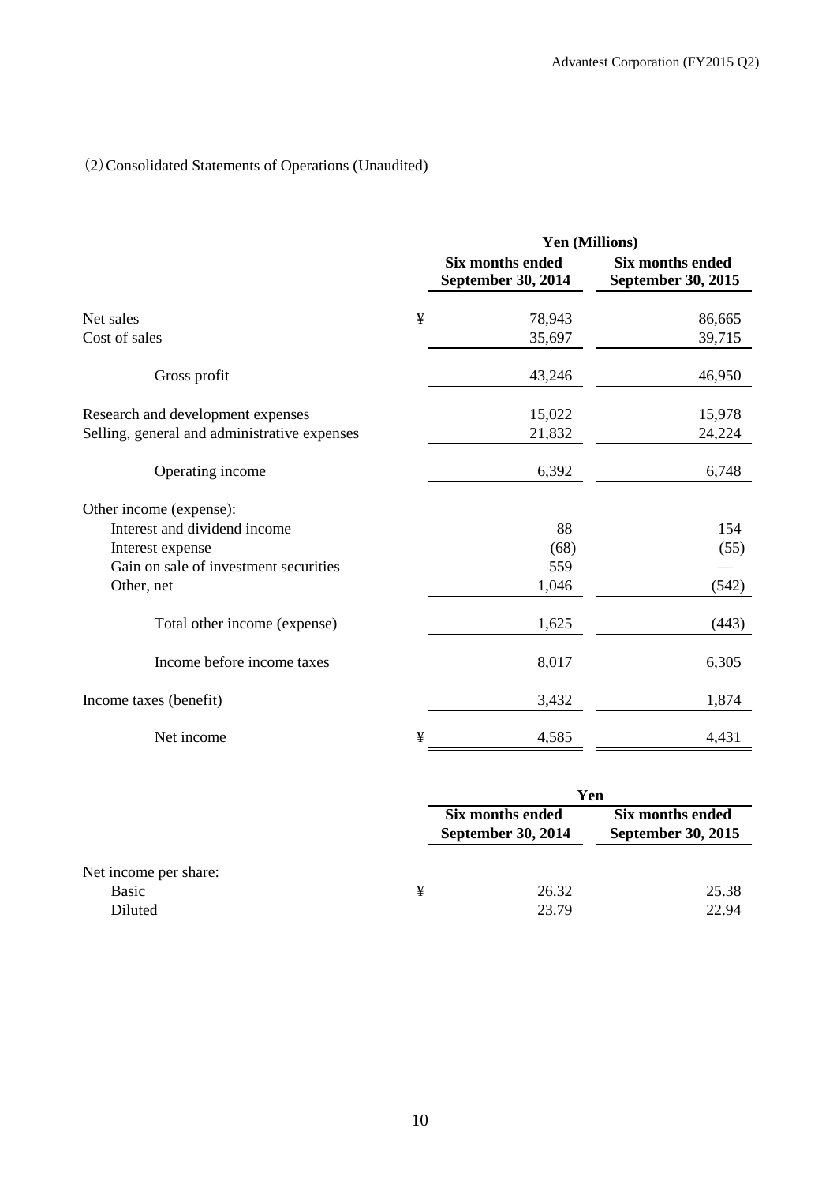(2) Consolidated Statements of Operations (Unaudited)

| | | Yen (Millions) | |
|---|---|---|---|
| | | Six months ended September 30, 2014 | Six months ended September 30, 2015 |
| Net sales | ¥ | 78,943 | 86,665 |
| Cost of sales | | 35,697 | 39,715 |
| Gross profit | | 43,246 | 46,950 |
| Research and development expenses | | 15,022 | 15,978 |
| Selling, general and administrative expenses | | 21,832 | 24,224 |
| Operating income | | 6,392 | 6,748 |
| Other income (expense): | | | |
| Interest and dividend income | | 88 | 154 |
| Interest expense | | (68) | (55) |
| Gain on sale of investment securities | | 559 | — |
| Other, net | | 1,046 | (542) |
| Total other income (expense) | | 1,625 | (443) |
| Income before income taxes | | 8,017 | 6,305 |
| Income taxes (benefit) | | 3,432 | 1,874 |
| Net income | ¥ | 4,585 | 4,431 |

| | | Yen | |
|---|---|---|---|
| | | Six months ended September 30, 2014 | Six months ended September 30, 2015 |
| Net income per share: | | | |
| Basic | ¥ | 26.32 | 25.38 |
| Diluted | | 23.79 | 22.94 |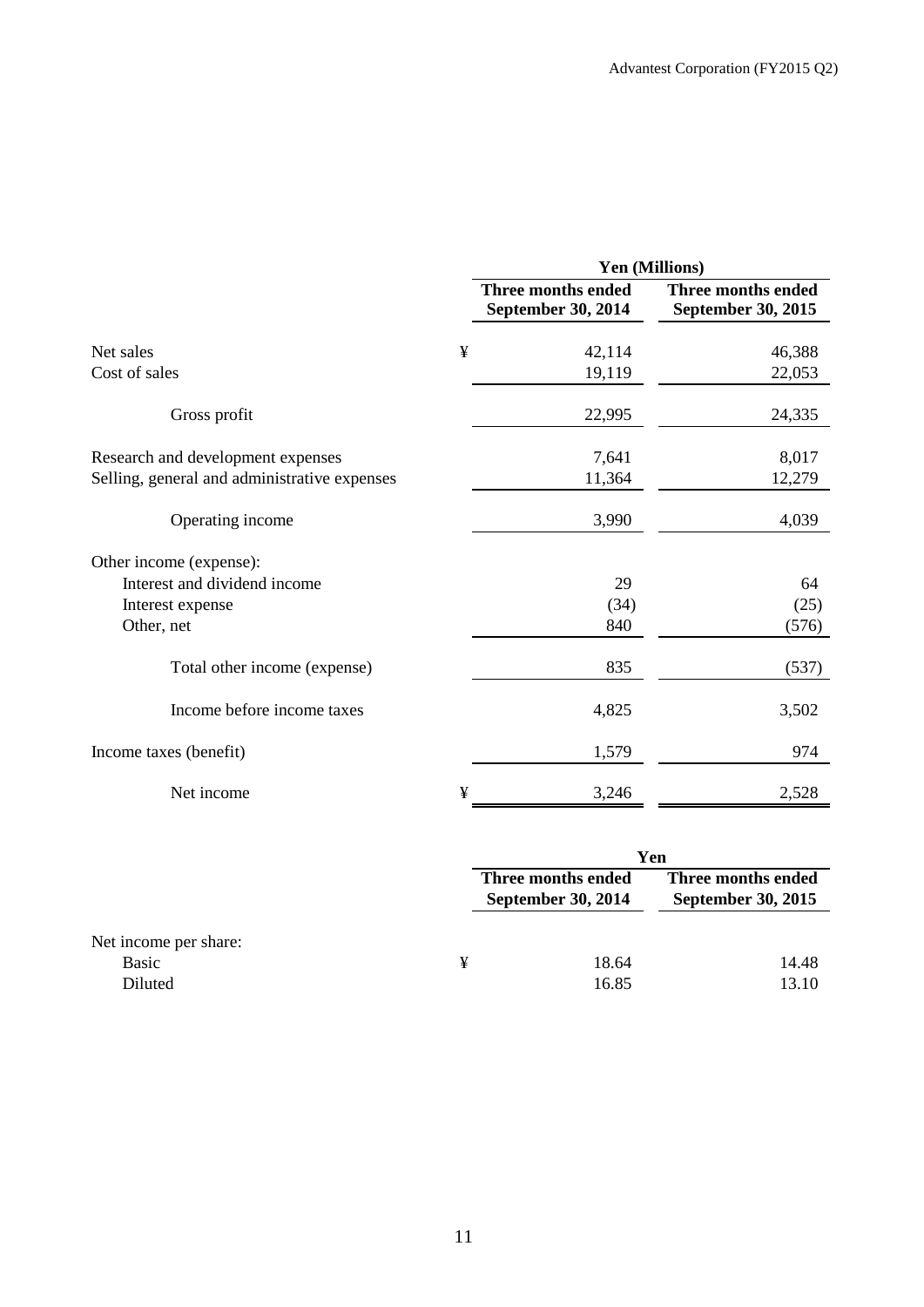| | | Yen (Millions) | |
|---|---|---|---|
| | | Three months ended September 30, 2014 | Three months ended September 30, 2015 |
| Net sales | ¥ | 42,114 | 46,388 |
| Cost of sales | | 19,119 | 22,053 |
| Gross profit | | 22,995 | 24,335 |
| Research and development expenses | | 7,641 | 8,017 |
| Selling, general and administrative expenses | | 11,364 | 12,279 |
| Operating income | | 3,990 | 4,039 |
| Other income (expense): | | | |
| Interest and dividend income | | 29 | 64 |
| Interest expense | | (34) | (25) |
| Other, net | | 840 | (576) |
| Total other income (expense) | | 835 | (537) |
| Income before income taxes | | 4,825 | 3,502 |
| Income taxes (benefit) | | 1,579 | 974 |
| Net income | ¥ | 3,246 | 2,528 |

| | | Yen | |
|---|---|---|---|
| | | Three months ended September 30, 2014 | Three months ended September 30, 2015 |
| Net income per share: | | | |
| Basic | ¥ | 18.64 | 14.48 |
| Diluted | | 16.85 | 13.10 |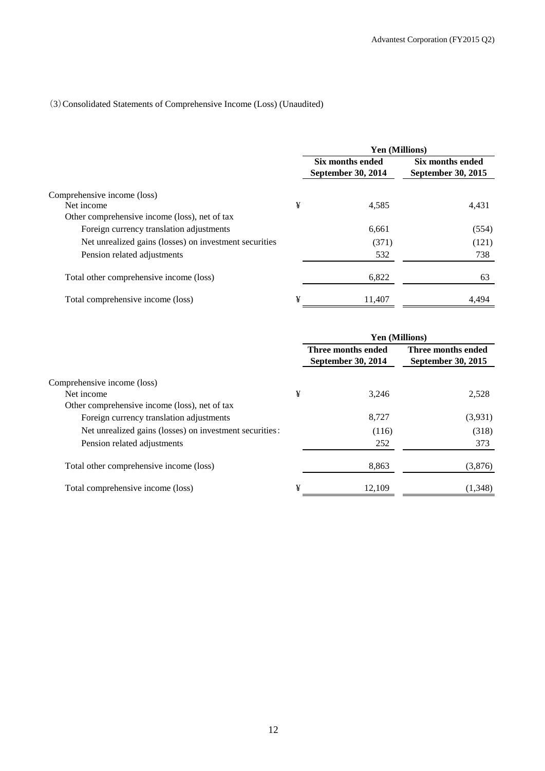(3) Consolidated Statements of Comprehensive Income (Loss) (Unaudited)

| | | Yen (Millions) | |
|---|---|---|---|
| | | Six months ended September 30, 2014 | Six months ended September 30, 2015 |
| Comprehensive income (loss) | | | |
| Net income | ¥ | 4,585 | 4,431 |
| Other comprehensive income (loss), net of tax | | | |
| Foreign currency translation adjustments | | 6,661 | (554) |
| Net unrealized gains (losses) on investment securities | | (371) | (121) |
| Pension related adjustments | | 532 | 738 |
| Total other comprehensive income (loss) | | 6,822 | 63 |
| Total comprehensive income (loss) | ¥ | 11,407 | 4,494 |

| | | Yen (Millions) | |
|---|---|---|---|
| | | Three months ended September 30, 2014 | Three months ended September 30, 2015 |
| Comprehensive income (loss) | | | |
| Net income | ¥ | 3,246 | 2,528 |
| Other comprehensive income (loss), net of tax | | | |
| Foreign currency translation adjustments | | 8,727 | (3,931) |
| Net unrealized gains (losses) on investment securities: | | (116) | (318) |
| Pension related adjustments | | 252 | 373 |
| Total other comprehensive income (loss) | | 8,863 | (3,876) |
| Total comprehensive income (loss) | ¥ | 12,109 | (1,348) |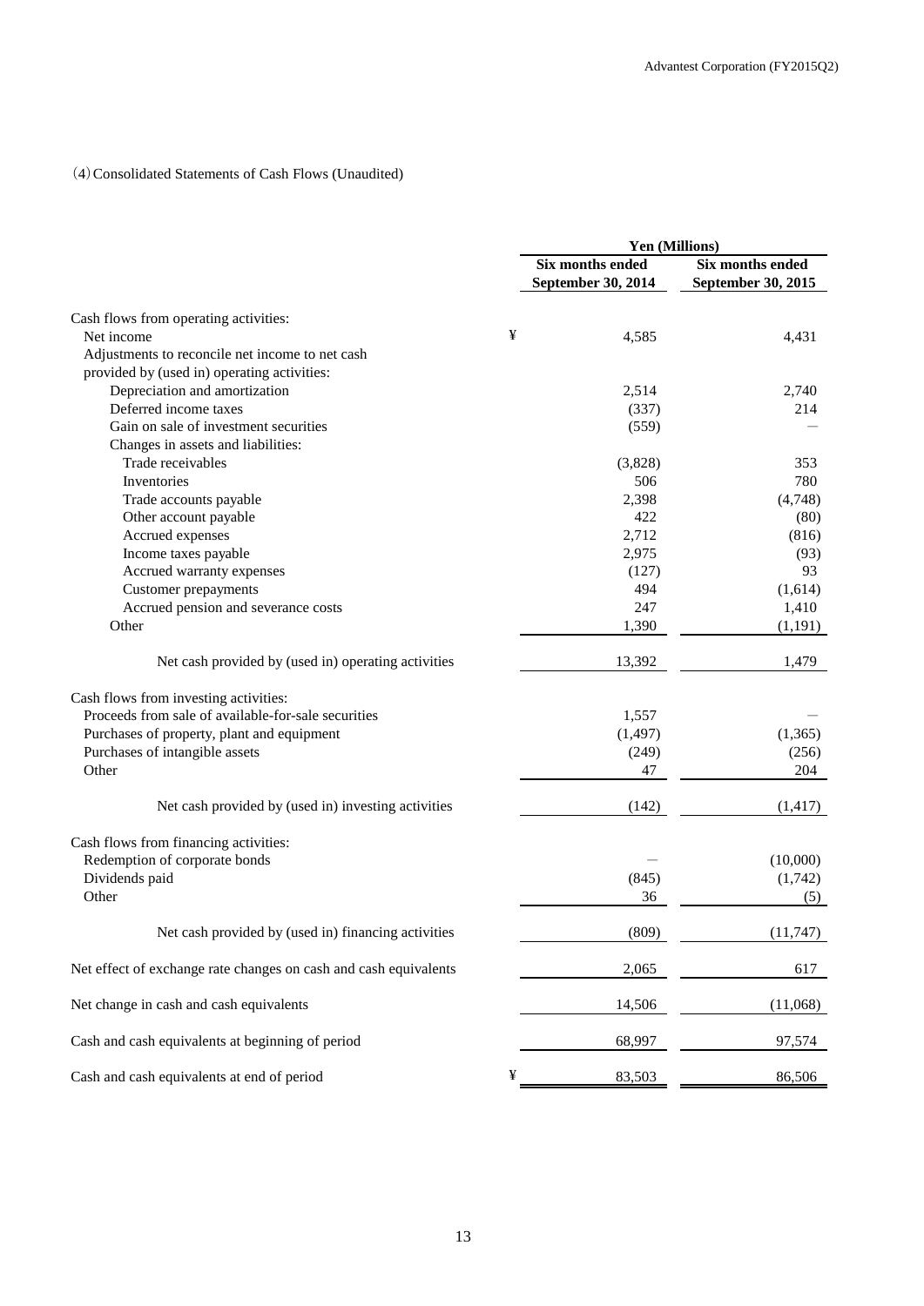（4）Consolidated Statements of Cash Flows (Unaudited)

| | | Yen (Millions) | |
|---|---|---|---|
| | | Six months ended September 30, 2014 | Six months ended September 30, 2015 |
| Cash flows from operating activities: | | | |
| Net income | ¥ | 4,585 | 4,431 |
| Adjustments to reconcile net income to net cash provided by (used in) operating activities: | | | |
| Depreciation and amortization | | 2,514 | 2,740 |
| Deferred income taxes | | (337) | 214 |
| Gain on sale of investment securities | | (559) | — |
| Changes in assets and liabilities: | | | |
| Trade receivables | | (3,828) | 353 |
| Inventories | | 506 | 780 |
| Trade accounts payable | | 2,398 | (4,748) |
| Other account payable | | 422 | (80) |
| Accrued expenses | | 2,712 | (816) |
| Income taxes payable | | 2,975 | (93) |
| Accrued warranty expenses | | (127) | 93 |
| Customer prepayments | | 494 | (1,614) |
| Accrued pension and severance costs | | 247 | 1,410 |
| Other | | 1,390 | (1,191) |
| Net cash provided by (used in) operating activities | | 13,392 | 1,479 |
| Cash flows from investing activities: | | | |
| Proceeds from sale of available-for-sale securities | | 1,557 | — |
| Purchases of property, plant and equipment | | (1,497) | (1,365) |
| Purchases of intangible assets | | (249) | (256) |
| Other | | 47 | 204 |
| Net cash provided by (used in) investing activities | | (142) | (1,417) |
| Cash flows from financing activities: | | | |
| Redemption of corporate bonds | | — | (10,000) |
| Dividends paid | | (845) | (1,742) |
| Other | | 36 | (5) |
| Net cash provided by (used in) financing activities | | (809) | (11,747) |
| Net effect of exchange rate changes on cash and cash equivalents | | 2,065 | 617 |
| Net change in cash and cash equivalents | | 14,506 | (11,068) |
| Cash and cash equivalents at beginning of period | | 68,997 | 97,574 |
| Cash and cash equivalents at end of period | ¥ | 83,503 | 86,506 |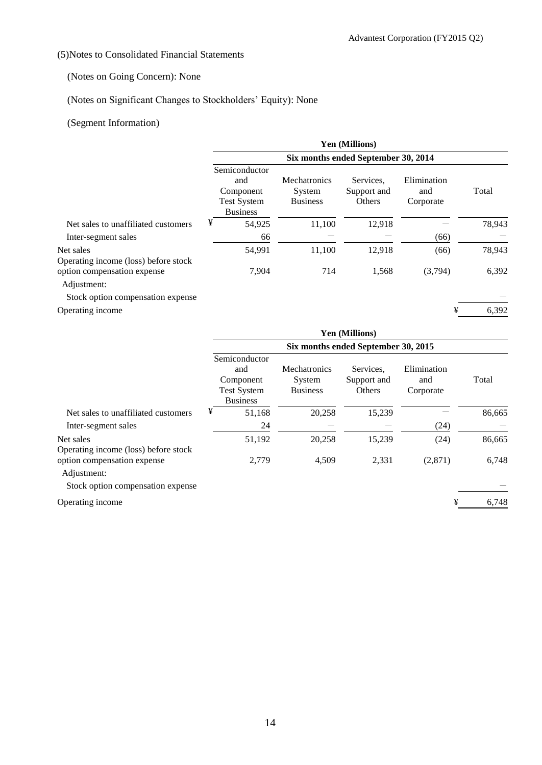(5)Notes to Consolidated Financial Statements

(Notes on Going Concern): None

(Notes on Significant Changes to Stockholders' Equity): None

(Segment Information)

| | Yen (Millions) | | | | |
|---|---|---|---|---|---|
| | Six months ended September 30, 2014 | | | | |
| | Semiconductor and Component Test System Business | Mechatronics System Business | Services, Support and Others | Elimination and Corporate | Total |
| Net sales to unaffiliated customers | ¥ 54,925 | 11,100 | 12,918 | — | 78,943 |
| Inter-segment sales | 66 | — | — | (66) | — |
| Net sales | 54,991 | 11,100 | 12,918 | (66) | 78,943 |
| Operating income (loss) before stock option compensation expense | 7,904 | 714 | 1,568 | (3,794) | 6,392 |
| Adjustment: | | | | | |
| Stock option compensation expense | | | | | — |
| Operating income | | | | | ¥ 6,392 |

| | Yen (Millions) | | | | |
|---|---|---|---|---|---|
| | Six months ended September 30, 2015 | | | | |
| | Semiconductor and Component Test System Business | Mechatronics System Business | Services, Support and Others | Elimination and Corporate | Total |
| Net sales to unaffiliated customers | ¥ 51,168 | 20,258 | 15,239 | — | 86,665 |
| Inter-segment sales | 24 | — | — | (24) | — |
| Net sales | 51,192 | 20,258 | 15,239 | (24) | 86,665 |
| Operating income (loss) before stock option compensation expense | 2,779 | 4,509 | 2,331 | (2,871) | 6,748 |
| Adjustment: | | | | | |
| Stock option compensation expense | | | | | — |
| Operating income | | | | | ¥ 6,748 |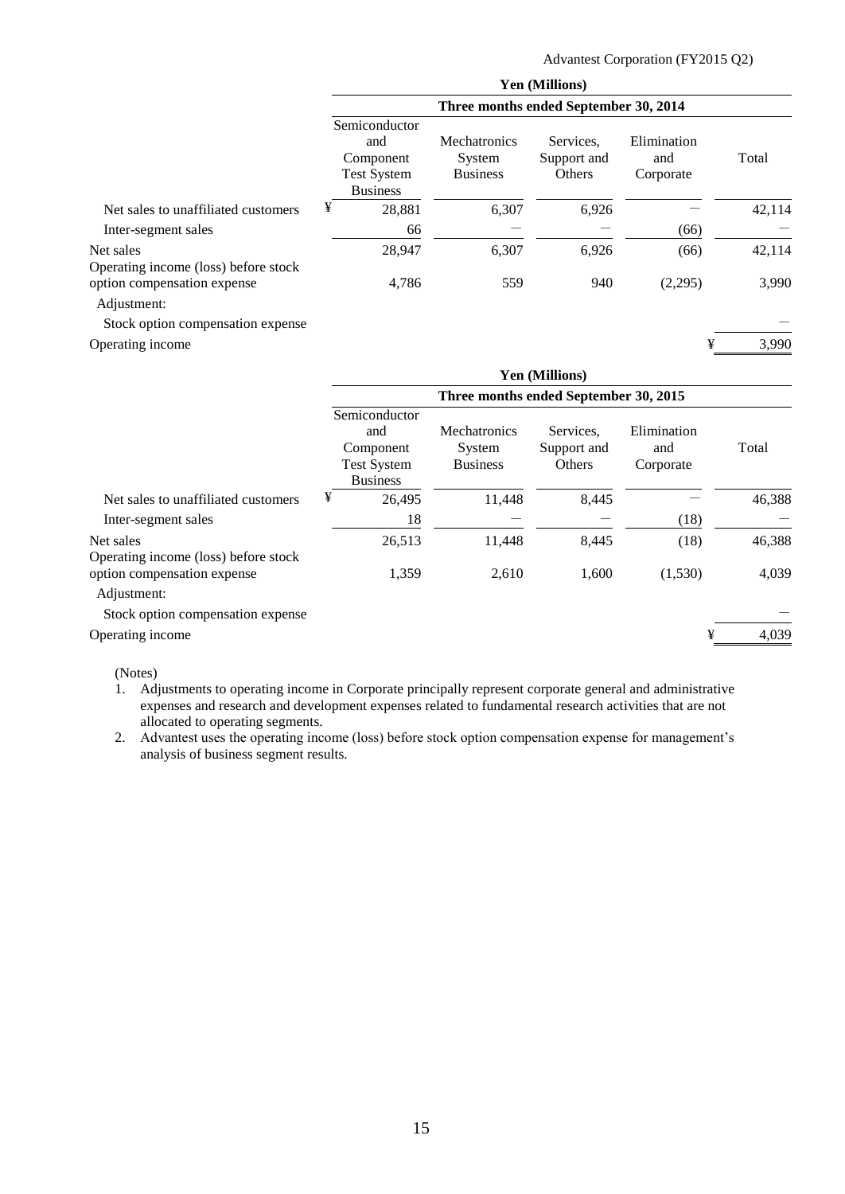| | Yen (Millions) | | | | |
|---|---|---|---|---|---|
| | Three months ended September 30, 2014 | | | | |
| | Semiconductor and Component Test System Business | Mechatronics System Business | Services, Support and Others | Elimination and Corporate | Total |
| Net sales to unaffiliated customers | ¥ 28,881 | 6,307 | 6,926 | — | 42,114 |
| Inter-segment sales | 66 | — | — | (66) | — |
| Net sales | 28,947 | 6,307 | 6,926 | (66) | 42,114 |
| Operating income (loss) before stock option compensation expense | 4,786 | 559 | 940 | (2,295) | 3,990 |
| Adjustment: | | | | | |
| Stock option compensation expense | | | | | — |
| Operating income | | | | | ¥ 3,990 |

| | Yen (Millions) | | | | |
|---|---|---|---|---|---|
| | Three months ended September 30, 2015 | | | | |
| | Semiconductor and Component Test System Business | Mechatronics System Business | Services, Support and Others | Elimination and Corporate | Total |
| Net sales to unaffiliated customers | ¥ 26,495 | 11,448 | 8,445 | — | 46,388 |
| Inter-segment sales | 18 | — | — | (18) | — |
| Net sales | 26,513 | 11,448 | 8,445 | (18) | 46,388 |
| Operating income (loss) before stock option compensation expense | 1,359 | 2,610 | 1,600 | (1,530) | 4,039 |
| Adjustment: | | | | | |
| Stock option compensation expense | | | | | — |
| Operating income | | | | | ¥ 4,039 |

(Notes)

1. Adjustments to operating income in Corporate principally represent corporate general and administrative expenses and research and development expenses related to fundamental research activities that are not allocated to operating segments.
2. Advantest uses the operating income (loss) before stock option compensation expense for management's analysis of business segment results.